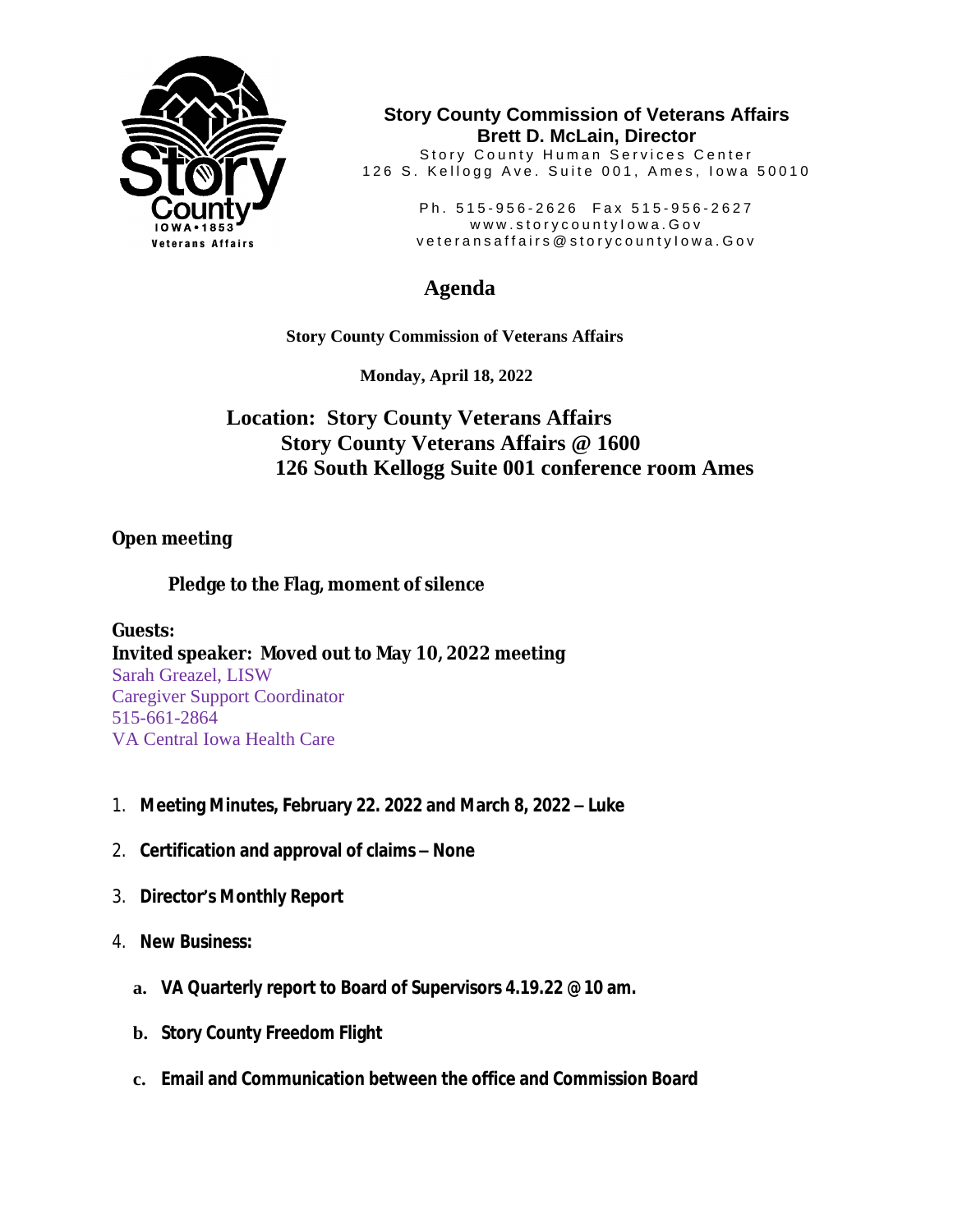**Story County Commission of Veterans Affairs**
**Brett D. McLain, Director**
Story County Human Services Center
126 S. Kellogg Ave. Suite 001, Ames, Iowa 50010

Ph. 515-956-2626 Fax 515-956-2627
www.storycountyIowa.Gov
veteransaffairs@storycountyIowa.Gov

# Agenda

**Story County Commission of Veterans Affairs**

**Monday, April 18, 2022**

**Location: Story County Veterans Affairs**
**Story County Veterans Affairs @ 1600**
**126 South Kellogg Suite 001 conference room Ames**

**Open meeting**

**Pledge to the Flag, moment of silence**

**Guests:**
**Invited speaker: Moved out to May 10, 2022 meeting**
Sarah Greazel, LISW
Caregiver Support Coordinator
515-661-2864
VA Central Iowa Health Care

1. **Meeting Minutes, February 22. 2022 and March 8, 2022 – Luke**
2. **Certification and approval of claims – None**
3. **Director's Monthly Report**
4. **New Business:**
   a. **VA Quarterly report to Board of Supervisors 4.19.22 @ 10 am.**
   b. **Story County Freedom Flight**
   c. **Email and Communication between the office and Commission Board**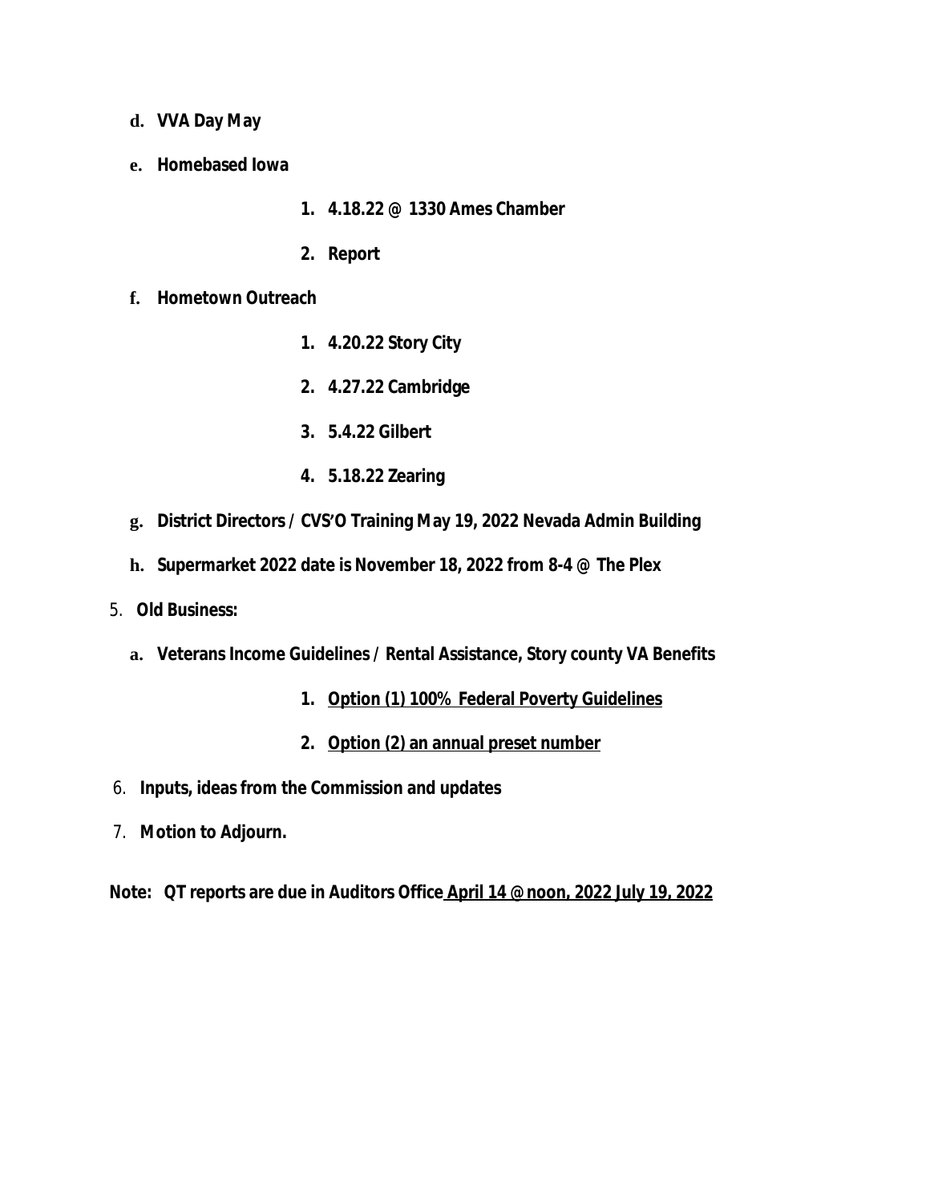- **d. VVA Day May**
- **e. Homebased Iowa**
  1. **4.18.22 @ 1330 Ames Chamber**
  2. **Report**
- **f. Hometown Outreach**
  1. **4.20.22 Story City**
  2. **4.27.22 Cambridge**
  3. **5.4.22 Gilbert**
  4. **5.18.22 Zearing**
- **g. District Directors / CVS'O Training May 19, 2022 Nevada Admin Building**
- **h. Supermarket 2022 date is November 18, 2022 from 8-4 @ The Plex**

5. **Old Business:**
   - **a. Veterans Income Guidelines / Rental Assistance, Story county VA Benefits**
     1. **<u>Option (1) 100% Federal Poverty Guidelines</u>**
     2. **<u>Option (2) an annual preset number</u>**
6. **Inputs, ideas from the Commission and updates**
7. **Motion to Adjourn.**

**Note: QT reports are due in Auditors Office <u>April 14 @ noon, 2022 July 19, 2022</u>**